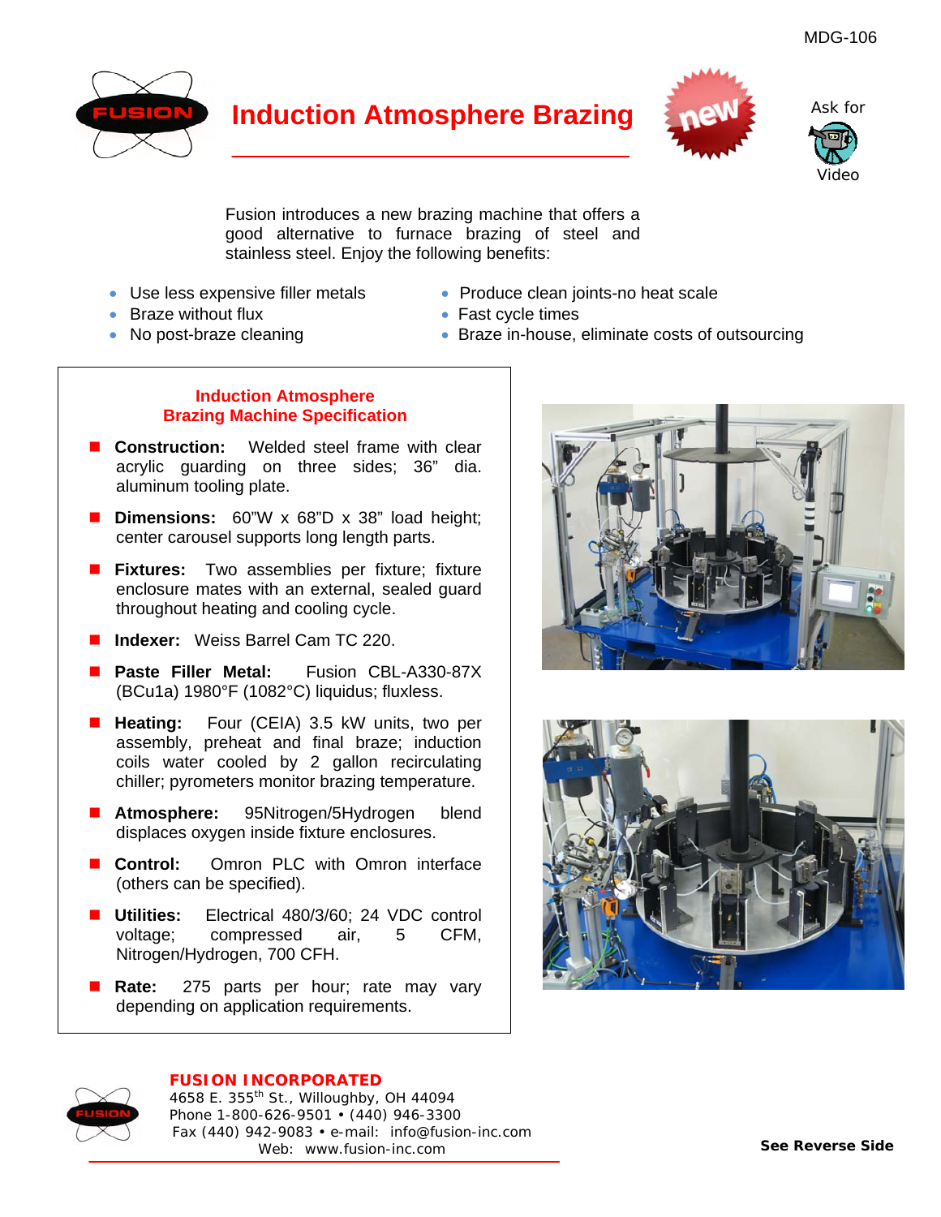# Induction Atmosphere Brazing

new

Ask for Video

Fusion introduces a new brazing machine that offers a good alternative to furnace brazing of steel and stainless steel. Enjoy the following benefits:

- Use less expensive filler metals
- Braze without flux
- No post-braze cleaning
- Produce clean joints-no heat scale
- Fast cycle times
- Braze in-house, eliminate costs of outsourcing

## Induction Atmosphere Brazing Machine Specification

- **Construction:** Welded steel frame with clear acrylic guarding on three sides; 36" dia. aluminum tooling plate.
- **Dimensions:** 60"W x 68"D x 38" load height; center carousel supports long length parts.
- **Fixtures:** Two assemblies per fixture; fixture enclosure mates with an external, sealed guard throughout heating and cooling cycle.
- **Indexer:** Weiss Barrel Cam TC 220.
- **Paste Filler Metal:** Fusion CBL-A330-87X (BCu1a) 1980°F (1082°C) liquidus; fluxless.
- **Heating:** Four (CEIA) 3.5 kW units, two per assembly, preheat and final braze; induction coils water cooled by 2 gallon recirculating chiller; pyrometers monitor brazing temperature.
- **Atmosphere:** 95Nitrogen/5Hydrogen blend displaces oxygen inside fixture enclosures.
- **Control:** Omron PLC with Omron interface (others can be specified).
- **Utilities:** Electrical 480/3/60; 24 VDC control voltage; compressed air, 5 CFM, Nitrogen/Hydrogen, 700 CFH.
- **Rate:** 275 parts per hour; rate may vary depending on application requirements.

**FUSION INCORPORATED**
4658 E. 355th St., Willoughby, OH 44094
Phone 1-800-626-9501 • (440) 946-3300
Fax (440) 942-9083 • e-mail: info@fusion-inc.com
Web: www.fusion-inc.com

**See Reverse Side**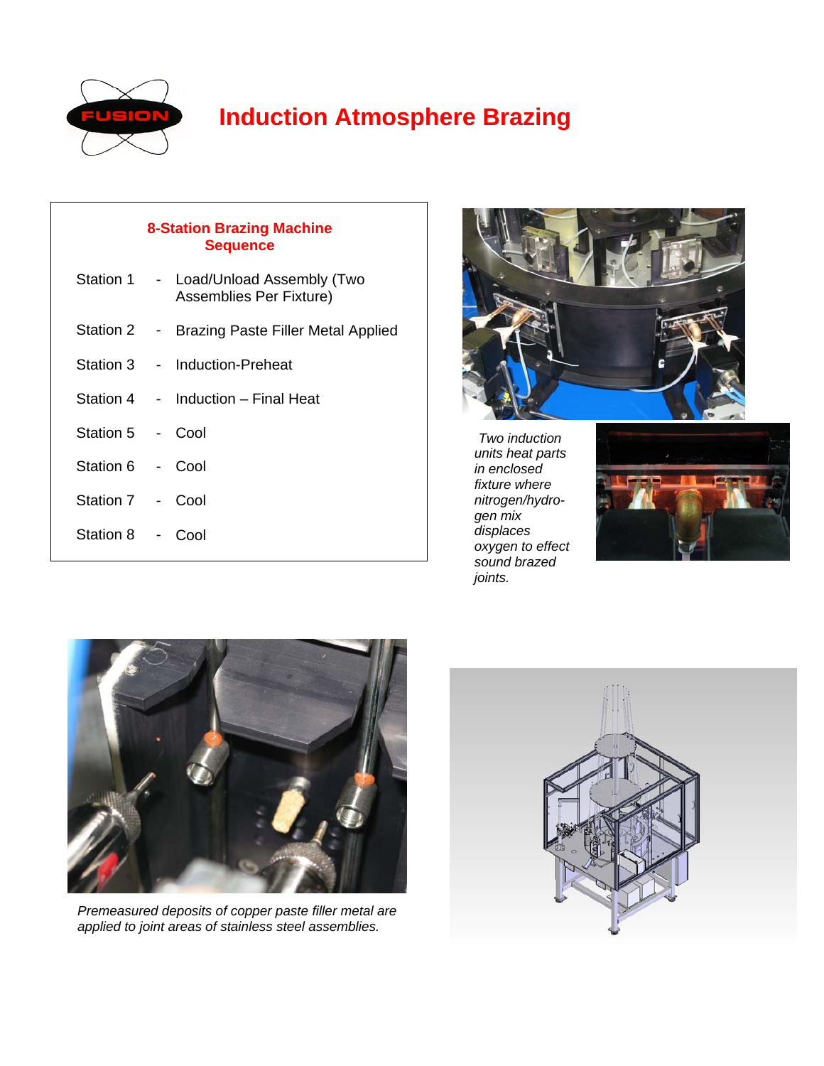# Induction Atmosphere Brazing

**8-Station Brazing Machine Sequence**

| | | |
|---|---|---|
| Station 1 | - | Load/Unload Assembly (Two Assemblies Per Fixture) |
| Station 2 | - | Brazing Paste Filler Metal Applied |
| Station 3 | - | Induction-Preheat |
| Station 4 | - | Induction – Final Heat |
| Station 5 | - | Cool |
| Station 6 | - | Cool |
| Station 7 | - | Cool |
| Station 8 | - | Cool |

*Two induction units heat parts in enclosed fixture where nitrogen/hydrogen mix displaces oxygen to effect sound brazed joints.*

*Premeasured deposits of copper paste filler metal are applied to joint areas of stainless steel assemblies.*